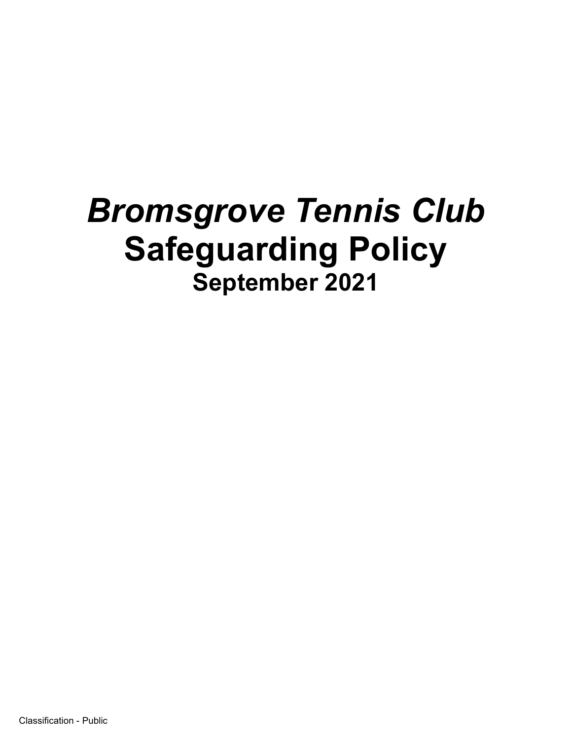# *Bromsgrove Tennis Club*
# Safeguarding Policy
## September 2021

Classification - Public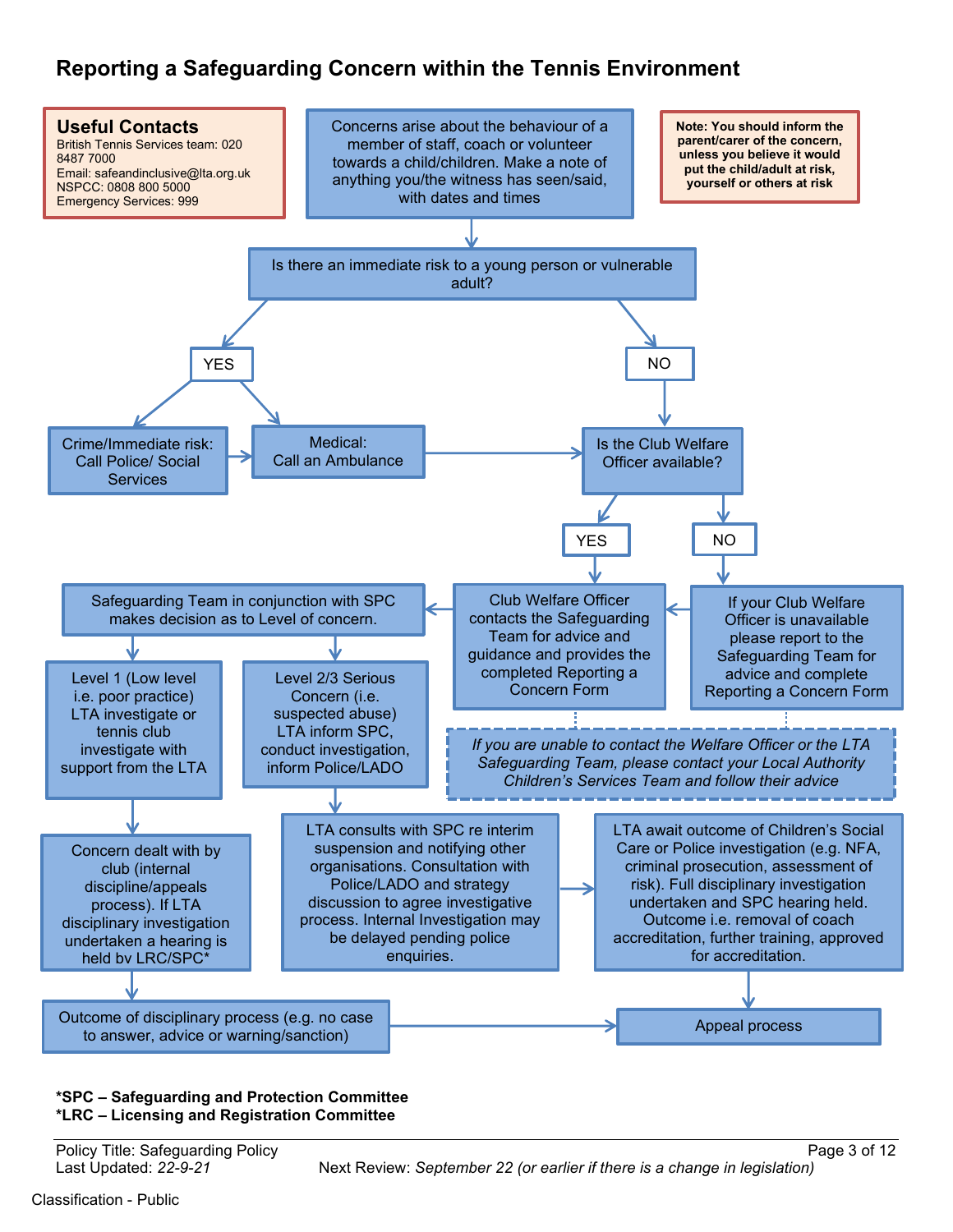# Reporting a Safeguarding Concern within the Tennis Environment

**Useful Contacts**
British Tennis Services team: 020 8487 7000
Email: safeandinclusive@lta.org.uk
NSPCC: 0808 800 5000
Emergency Services: 999

Concerns arise about the behaviour of a member of staff, coach or volunteer towards a child/children. Make a note of anything you/the witness has seen/said, with dates and times

**Note: You should inform the parent/carer of the concern, unless you believe it would put the child/adult at risk, yourself or others at risk**

Is there an immediate risk to a young person or vulnerable adult?

YES

- Crime/Immediate risk: Call Police/ Social Services
- Medical: Call an Ambulance

NO

Is the Club Welfare Officer available?

YES

Club Welfare Officer contacts the Safeguarding Team for advice and guidance and provides the completed Reporting a Concern Form

NO

If your Club Welfare Officer is unavailable please report to the Safeguarding Team for advice and complete Reporting a Concern Form

*If you are unable to contact the Welfare Officer or the LTA Safeguarding Team, please contact your Local Authority Children's Services Team and follow their advice*

Safeguarding Team in conjunction with SPC makes decision as to Level of concern.

- Level 1 (Low level i.e. poor practice) LTA investigate or tennis club investigate with support from the LTA
- Concern dealt with by club (internal discipline/appeals process). If LTA disciplinary investigation undertaken a hearing is held by LRC/SPC*
- Outcome of disciplinary process (e.g. no case to answer, advice or warning/sanction)

- Level 2/3 Serious Concern (i.e. suspected abuse) LTA inform SPC, conduct investigation, inform Police/LADO
- LTA consults with SPC re interim suspension and notifying other organisations. Consultation with Police/LADO and strategy discussion to agree investigative process. Internal Investigation may be delayed pending police enquiries.
- LTA await outcome of Children's Social Care or Police investigation (e.g. NFA, criminal prosecution, assessment of risk). Full disciplinary investigation undertaken and SPC hearing held. Outcome i.e. removal of coach accreditation, further training, approved for accreditation.

Appeal process

**\*SPC – Safeguarding and Protection Committee**
**\*LRC – Licensing and Registration Committee**

Policy Title: Safeguarding Policy
Last Updated: *22-9-21*
Next Review: *September 22 (or earlier if there is a change in legislation)*

Classification - Public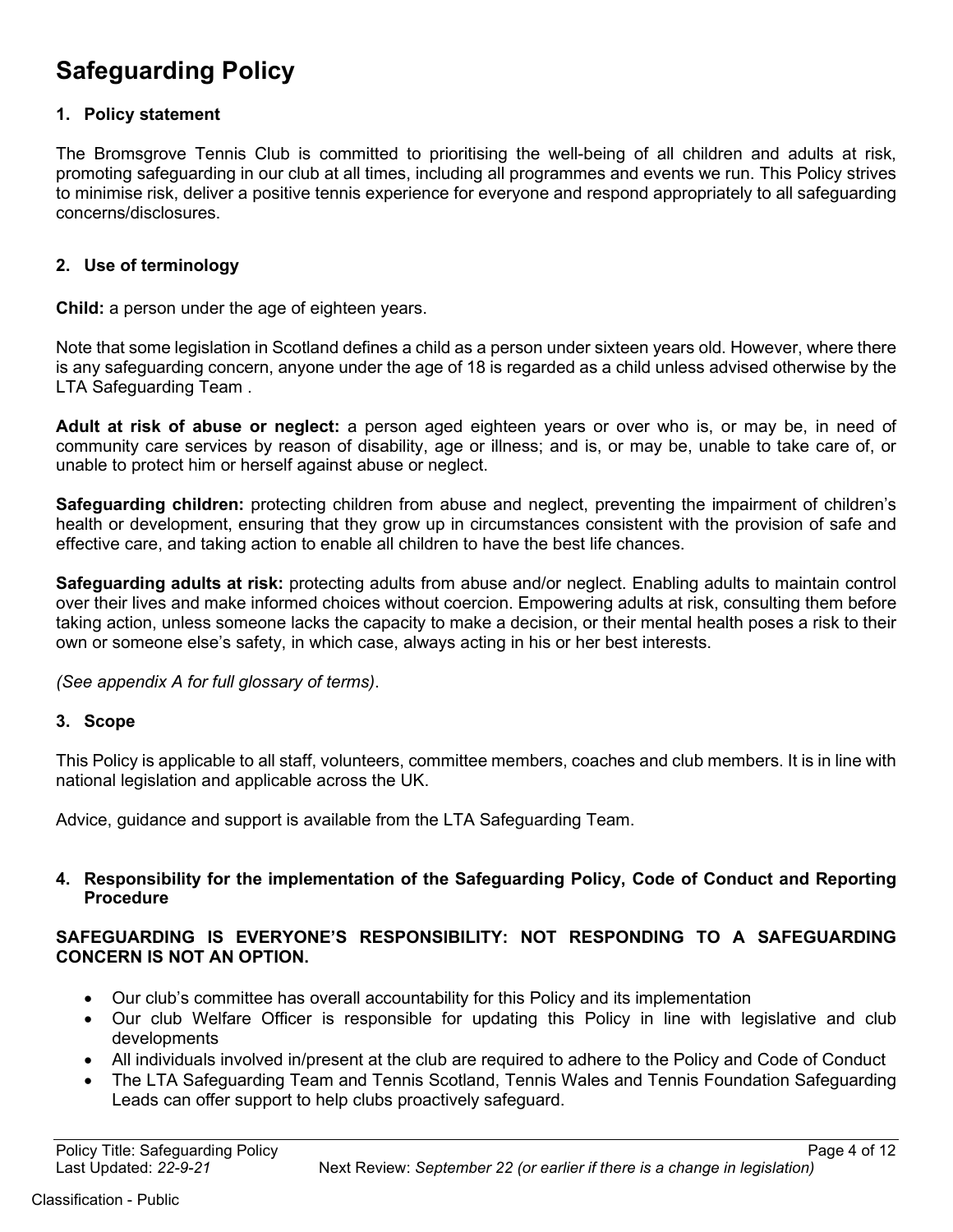# Safeguarding Policy

## 1. Policy statement

The Bromsgrove Tennis Club is committed to prioritising the well-being of all children and adults at risk, promoting safeguarding in our club at all times, including all programmes and events we run. This Policy strives to minimise risk, deliver a positive tennis experience for everyone and respond appropriately to all safeguarding concerns/disclosures.

## 2. Use of terminology

**Child:** a person under the age of eighteen years.

Note that some legislation in Scotland defines a child as a person under sixteen years old. However, where there is any safeguarding concern, anyone under the age of 18 is regarded as a child unless advised otherwise by the LTA Safeguarding Team .

**Adult at risk of abuse or neglect:** a person aged eighteen years or over who is, or may be, in need of community care services by reason of disability, age or illness; and is, or may be, unable to take care of, or unable to protect him or herself against abuse or neglect.

**Safeguarding children:** protecting children from abuse and neglect, preventing the impairment of children's health or development, ensuring that they grow up in circumstances consistent with the provision of safe and effective care, and taking action to enable all children to have the best life chances.

**Safeguarding adults at risk:** protecting adults from abuse and/or neglect. Enabling adults to maintain control over their lives and make informed choices without coercion. Empowering adults at risk, consulting them before taking action, unless someone lacks the capacity to make a decision, or their mental health poses a risk to their own or someone else's safety, in which case, always acting in his or her best interests.

*(See appendix A for full glossary of terms)*.

## 3. Scope

This Policy is applicable to all staff, volunteers, committee members, coaches and club members. It is in line with national legislation and applicable across the UK.

Advice, guidance and support is available from the LTA Safeguarding Team.

## 4. Responsibility for the implementation of the Safeguarding Policy, Code of Conduct and Reporting Procedure

**SAFEGUARDING IS EVERYONE'S RESPONSIBILITY: NOT RESPONDING TO A SAFEGUARDING CONCERN IS NOT AN OPTION.**

- Our club's committee has overall accountability for this Policy and its implementation
- Our club Welfare Officer is responsible for updating this Policy in line with legislative and club developments
- All individuals involved in/present at the club are required to adhere to the Policy and Code of Conduct
- The LTA Safeguarding Team and Tennis Scotland, Tennis Wales and Tennis Foundation Safeguarding Leads can offer support to help clubs proactively safeguard.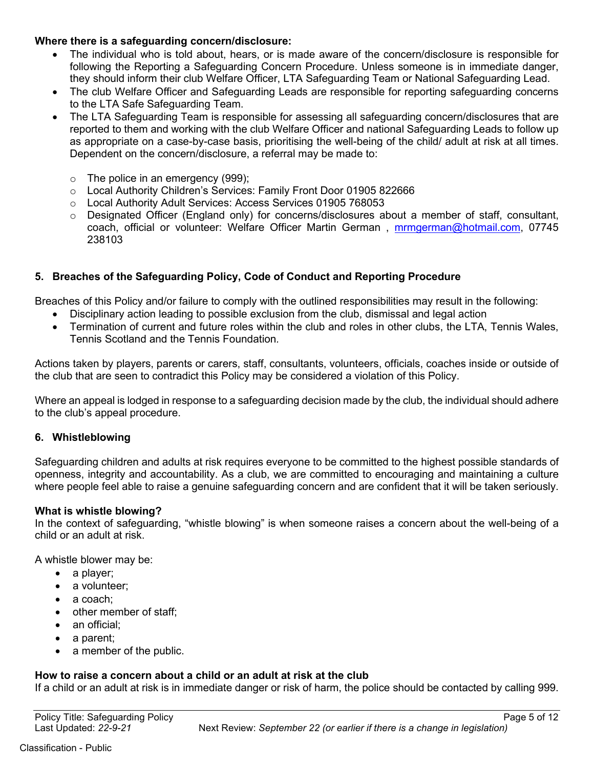**Where there is a safeguarding concern/disclosure:**

- The individual who is told about, hears, or is made aware of the concern/disclosure is responsible for following the Reporting a Safeguarding Concern Procedure. Unless someone is in immediate danger, they should inform their club Welfare Officer, LTA Safeguarding Team or National Safeguarding Lead.
- The club Welfare Officer and Safeguarding Leads are responsible for reporting safeguarding concerns to the LTA Safe Safeguarding Team.
- The LTA Safeguarding Team is responsible for assessing all safeguarding concern/disclosures that are reported to them and working with the club Welfare Officer and national Safeguarding Leads to follow up as appropriate on a case-by-case basis, prioritising the well-being of the child/ adult at risk at all times. Dependent on the concern/disclosure, a referral may be made to:
  - The police in an emergency (999);
  - Local Authority Children's Services: Family Front Door 01905 822666
  - Local Authority Adult Services: Access Services 01905 768053
  - Designated Officer (England only) for concerns/disclosures about a member of staff, consultant, coach, official or volunteer: Welfare Officer Martin German , mrmgerman@hotmail.com, 07745 238103

## 5. Breaches of the Safeguarding Policy, Code of Conduct and Reporting Procedure

Breaches of this Policy and/or failure to comply with the outlined responsibilities may result in the following:

- Disciplinary action leading to possible exclusion from the club, dismissal and legal action
- Termination of current and future roles within the club and roles in other clubs, the LTA, Tennis Wales, Tennis Scotland and the Tennis Foundation.

Actions taken by players, parents or carers, staff, consultants, volunteers, officials, coaches inside or outside of the club that are seen to contradict this Policy may be considered a violation of this Policy.

Where an appeal is lodged in response to a safeguarding decision made by the club, the individual should adhere to the club's appeal procedure.

## 6. Whistleblowing

Safeguarding children and adults at risk requires everyone to be committed to the highest possible standards of openness, integrity and accountability. As a club, we are committed to encouraging and maintaining a culture where people feel able to raise a genuine safeguarding concern and are confident that it will be taken seriously.

**What is whistle blowing?**

In the context of safeguarding, "whistle blowing" is when someone raises a concern about the well-being of a child or an adult at risk.

A whistle blower may be:

- a player;
- a volunteer;
- a coach;
- other member of staff;
- an official;
- a parent;
- a member of the public.

**How to raise a concern about a child or an adult at risk at the club**

If a child or an adult at risk is in immediate danger or risk of harm, the police should be contacted by calling 999.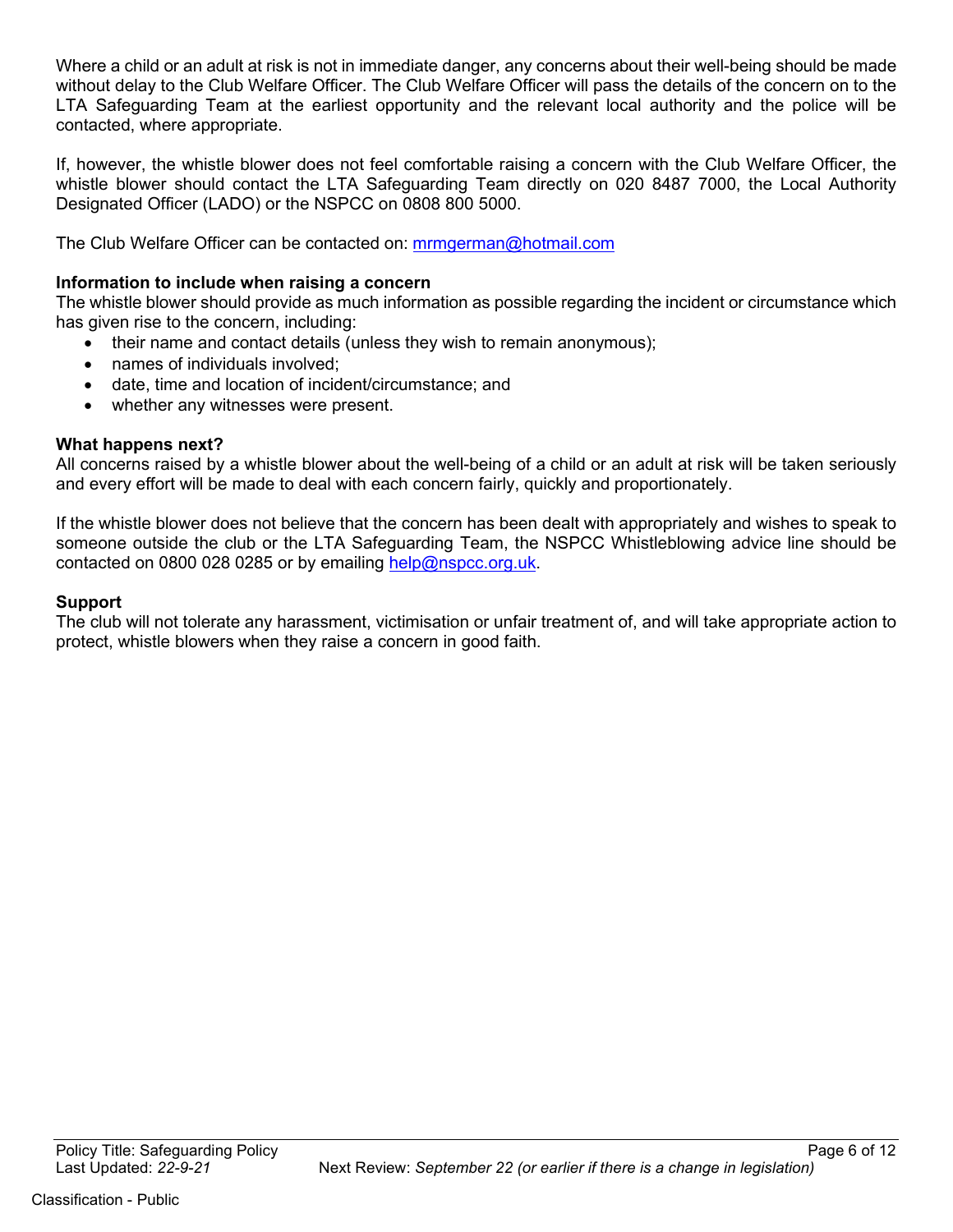Where a child or an adult at risk is not in immediate danger, any concerns about their well-being should be made without delay to the Club Welfare Officer. The Club Welfare Officer will pass the details of the concern on to the LTA Safeguarding Team at the earliest opportunity and the relevant local authority and the police will be contacted, where appropriate.

If, however, the whistle blower does not feel comfortable raising a concern with the Club Welfare Officer, the whistle blower should contact the LTA Safeguarding Team directly on 020 8487 7000, the Local Authority Designated Officer (LADO) or the NSPCC on 0808 800 5000.

The Club Welfare Officer can be contacted on: mrmgerman@hotmail.com

**Information to include when raising a concern**

The whistle blower should provide as much information as possible regarding the incident or circumstance which has given rise to the concern, including:

- their name and contact details (unless they wish to remain anonymous);
- names of individuals involved;
- date, time and location of incident/circumstance; and
- whether any witnesses were present.

**What happens next?**

All concerns raised by a whistle blower about the well-being of a child or an adult at risk will be taken seriously and every effort will be made to deal with each concern fairly, quickly and proportionately.

If the whistle blower does not believe that the concern has been dealt with appropriately and wishes to speak to someone outside the club or the LTA Safeguarding Team, the NSPCC Whistleblowing advice line should be contacted on 0800 028 0285 or by emailing help@nspcc.org.uk.

**Support**

The club will not tolerate any harassment, victimisation or unfair treatment of, and will take appropriate action to protect, whistle blowers when they raise a concern in good faith.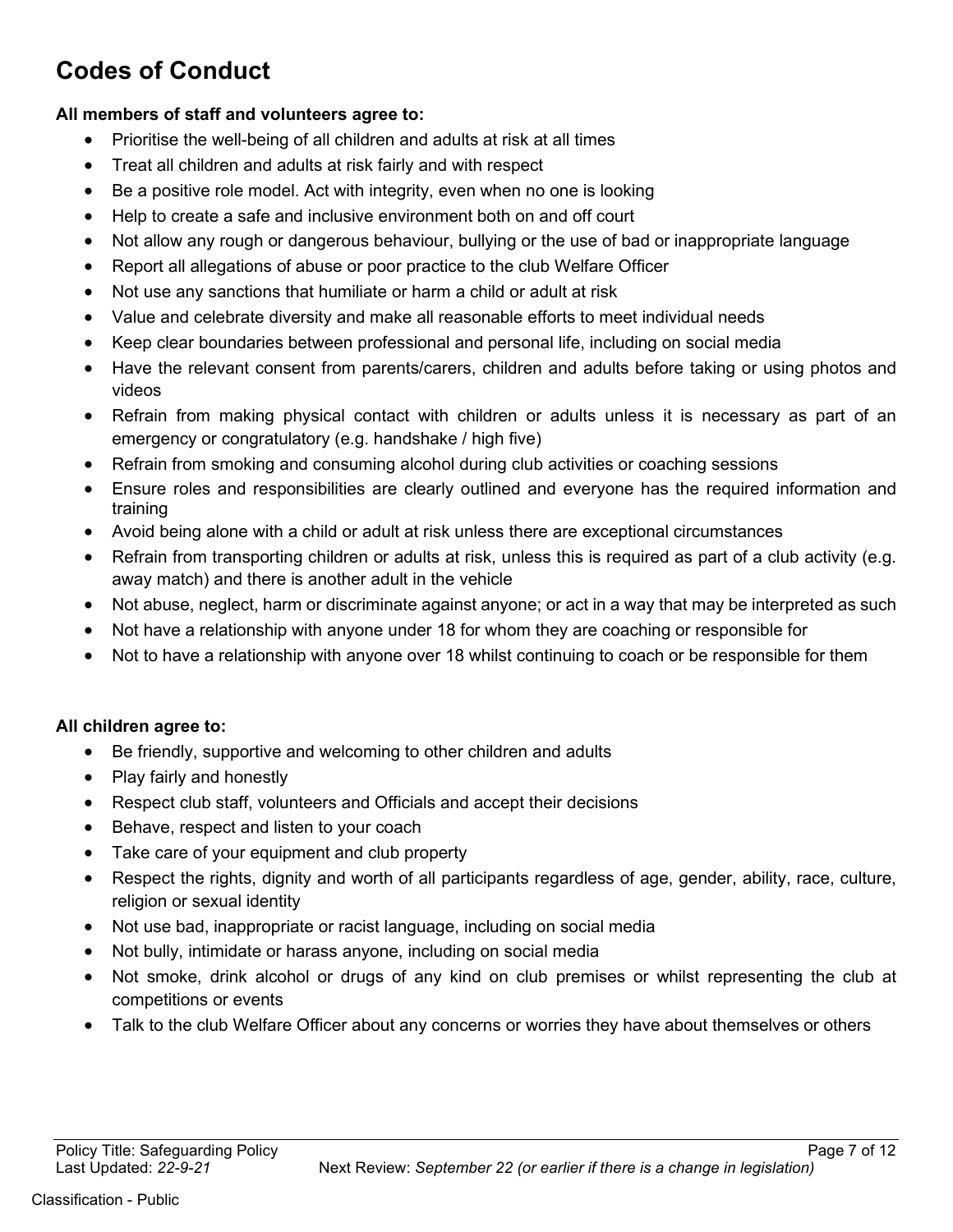# Codes of Conduct

**All members of staff and volunteers agree to:**

- Prioritise the well-being of all children and adults at risk at all times
- Treat all children and adults at risk fairly and with respect
- Be a positive role model. Act with integrity, even when no one is looking
- Help to create a safe and inclusive environment both on and off court
- Not allow any rough or dangerous behaviour, bullying or the use of bad or inappropriate language
- Report all allegations of abuse or poor practice to the club Welfare Officer
- Not use any sanctions that humiliate or harm a child or adult at risk
- Value and celebrate diversity and make all reasonable efforts to meet individual needs
- Keep clear boundaries between professional and personal life, including on social media
- Have the relevant consent from parents/carers, children and adults before taking or using photos and videos
- Refrain from making physical contact with children or adults unless it is necessary as part of an emergency or congratulatory (e.g. handshake / high five)
- Refrain from smoking and consuming alcohol during club activities or coaching sessions
- Ensure roles and responsibilities are clearly outlined and everyone has the required information and training
- Avoid being alone with a child or adult at risk unless there are exceptional circumstances
- Refrain from transporting children or adults at risk, unless this is required as part of a club activity (e.g. away match) and there is another adult in the vehicle
- Not abuse, neglect, harm or discriminate against anyone; or act in a way that may be interpreted as such
- Not have a relationship with anyone under 18 for whom they are coaching or responsible for
- Not to have a relationship with anyone over 18 whilst continuing to coach or be responsible for them

**All children agree to:**

- Be friendly, supportive and welcoming to other children and adults
- Play fairly and honestly
- Respect club staff, volunteers and Officials and accept their decisions
- Behave, respect and listen to your coach
- Take care of your equipment and club property
- Respect the rights, dignity and worth of all participants regardless of age, gender, ability, race, culture, religion or sexual identity
- Not use bad, inappropriate or racist language, including on social media
- Not bully, intimidate or harass anyone, including on social media
- Not smoke, drink alcohol or drugs of any kind on club premises or whilst representing the club at competitions or events
- Talk to the club Welfare Officer about any concerns or worries they have about themselves or others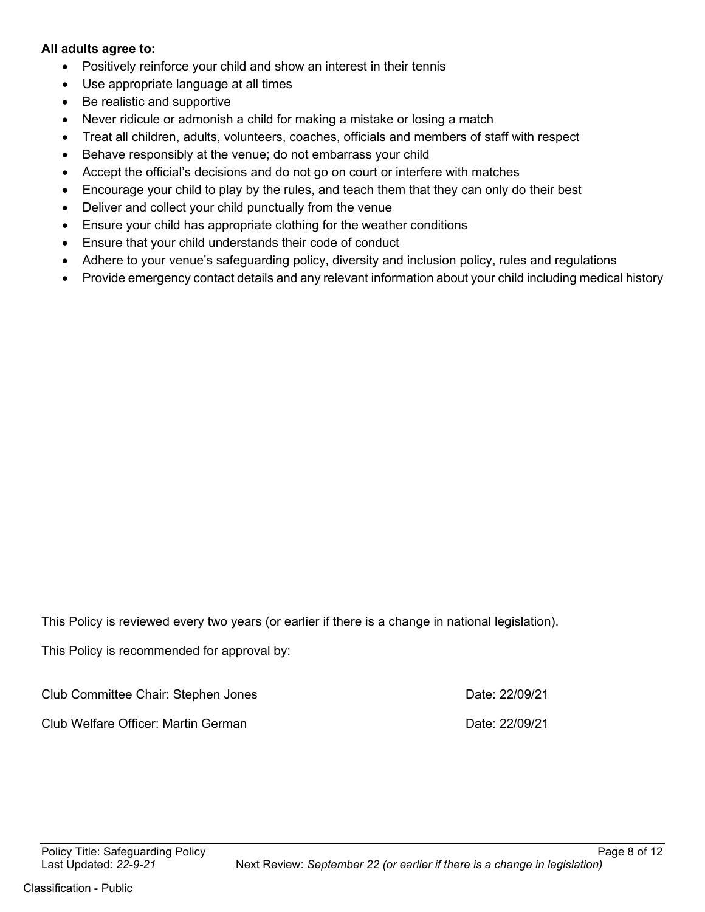**All adults agree to:**

- Positively reinforce your child and show an interest in their tennis
- Use appropriate language at all times
- Be realistic and supportive
- Never ridicule or admonish a child for making a mistake or losing a match
- Treat all children, adults, volunteers, coaches, officials and members of staff with respect
- Behave responsibly at the venue; do not embarrass your child
- Accept the official's decisions and do not go on court or interfere with matches
- Encourage your child to play by the rules, and teach them that they can only do their best
- Deliver and collect your child punctually from the venue
- Ensure your child has appropriate clothing for the weather conditions
- Ensure that your child understands their code of conduct
- Adhere to your venue's safeguarding policy, diversity and inclusion policy, rules and regulations
- Provide emergency contact details and any relevant information about your child including medical history

This Policy is reviewed every two years (or earlier if there is a change in national legislation).

This Policy is recommended for approval by:

Club Committee Chair: Stephen Jones Date: 22/09/21

Club Welfare Officer: Martin German Date: 22/09/21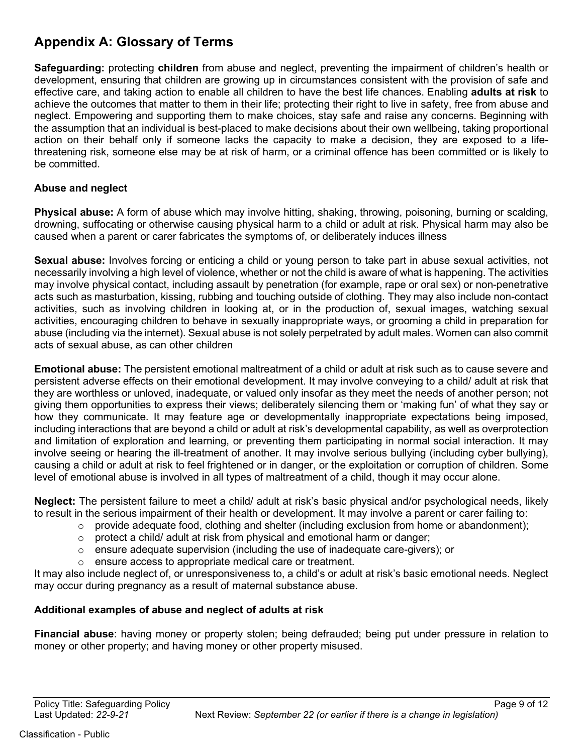## Appendix A: Glossary of Terms

**Safeguarding:** protecting **children** from abuse and neglect, preventing the impairment of children's health or development, ensuring that children are growing up in circumstances consistent with the provision of safe and effective care, and taking action to enable all children to have the best life chances. Enabling **adults at risk** to achieve the outcomes that matter to them in their life; protecting their right to live in safety, free from abuse and neglect. Empowering and supporting them to make choices, stay safe and raise any concerns. Beginning with the assumption that an individual is best-placed to make decisions about their own wellbeing, taking proportional action on their behalf only if someone lacks the capacity to make a decision, they are exposed to a life-threatening risk, someone else may be at risk of harm, or a criminal offence has been committed or is likely to be committed.

### Abuse and neglect

**Physical abuse:** A form of abuse which may involve hitting, shaking, throwing, poisoning, burning or scalding, drowning, suffocating or otherwise causing physical harm to a child or adult at risk. Physical harm may also be caused when a parent or carer fabricates the symptoms of, or deliberately induces illness

**Sexual abuse:** Involves forcing or enticing a child or young person to take part in abuse sexual activities, not necessarily involving a high level of violence, whether or not the child is aware of what is happening. The activities may involve physical contact, including assault by penetration (for example, rape or oral sex) or non-penetrative acts such as masturbation, kissing, rubbing and touching outside of clothing. They may also include non-contact activities, such as involving children in looking at, or in the production of, sexual images, watching sexual activities, encouraging children to behave in sexually inappropriate ways, or grooming a child in preparation for abuse (including via the internet). Sexual abuse is not solely perpetrated by adult males. Women can also commit acts of sexual abuse, as can other children

**Emotional abuse:** The persistent emotional maltreatment of a child or adult at risk such as to cause severe and persistent adverse effects on their emotional development. It may involve conveying to a child/ adult at risk that they are worthless or unloved, inadequate, or valued only insofar as they meet the needs of another person; not giving them opportunities to express their views; deliberately silencing them or 'making fun' of what they say or how they communicate. It may feature age or developmentally inappropriate expectations being imposed, including interactions that are beyond a child or adult at risk's developmental capability, as well as overprotection and limitation of exploration and learning, or preventing them participating in normal social interaction. It may involve seeing or hearing the ill-treatment of another. It may involve serious bullying (including cyber bullying), causing a child or adult at risk to feel frightened or in danger, or the exploitation or corruption of children. Some level of emotional abuse is involved in all types of maltreatment of a child, though it may occur alone.

**Neglect:** The persistent failure to meet a child/ adult at risk's basic physical and/or psychological needs, likely to result in the serious impairment of their health or development. It may involve a parent or carer failing to:

- provide adequate food, clothing and shelter (including exclusion from home or abandonment);
- protect a child/ adult at risk from physical and emotional harm or danger;
- ensure adequate supervision (including the use of inadequate care-givers); or
- ensure access to appropriate medical care or treatment.

It may also include neglect of, or unresponsiveness to, a child's or adult at risk's basic emotional needs. Neglect may occur during pregnancy as a result of maternal substance abuse.

### Additional examples of abuse and neglect of adults at risk

**Financial abuse**: having money or property stolen; being defrauded; being put under pressure in relation to money or other property; and having money or other property misused.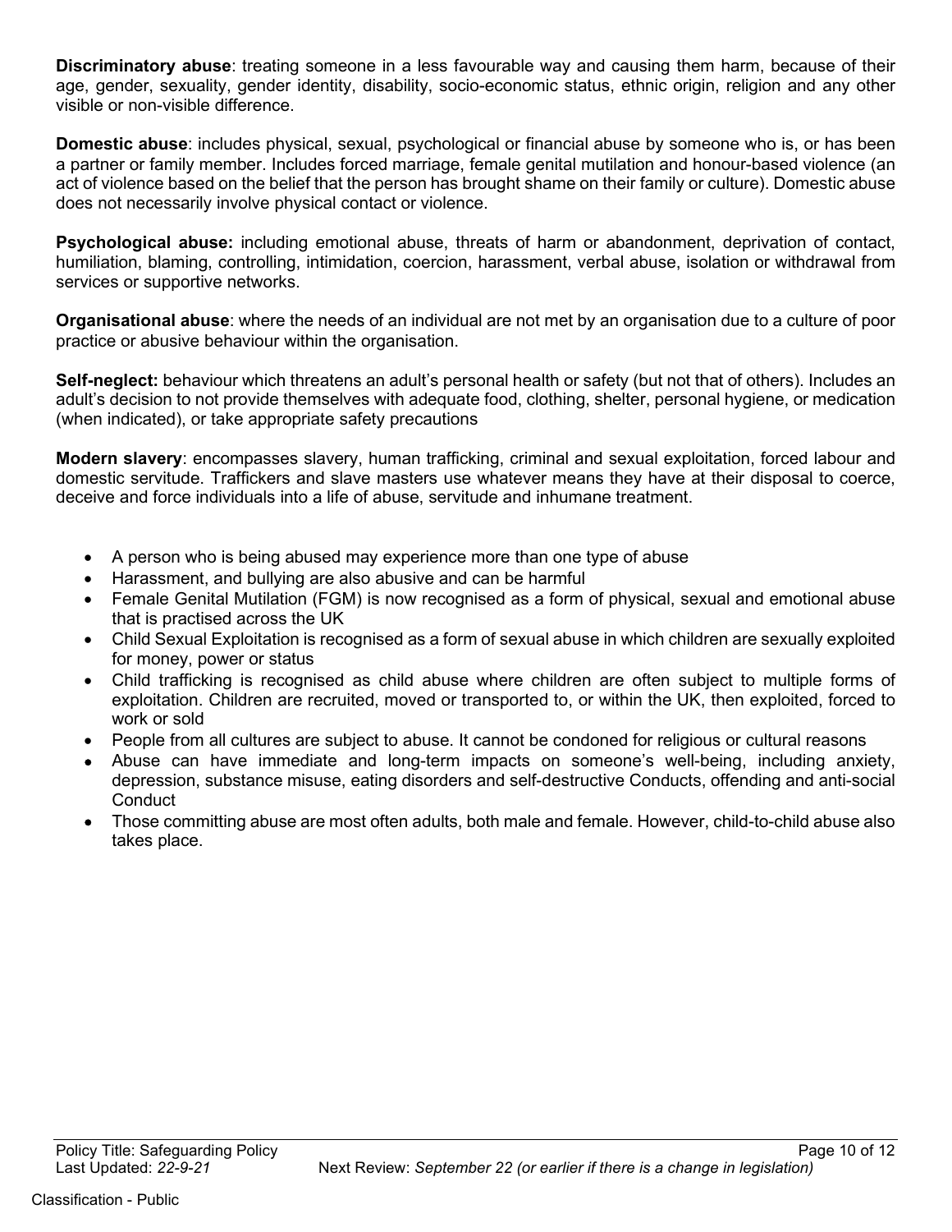**Discriminatory abuse**: treating someone in a less favourable way and causing them harm, because of their age, gender, sexuality, gender identity, disability, socio-economic status, ethnic origin, religion and any other visible or non-visible difference.

**Domestic abuse**: includes physical, sexual, psychological or financial abuse by someone who is, or has been a partner or family member. Includes forced marriage, female genital mutilation and honour-based violence (an act of violence based on the belief that the person has brought shame on their family or culture). Domestic abuse does not necessarily involve physical contact or violence.

**Psychological abuse:** including emotional abuse, threats of harm or abandonment, deprivation of contact, humiliation, blaming, controlling, intimidation, coercion, harassment, verbal abuse, isolation or withdrawal from services or supportive networks.

**Organisational abuse**: where the needs of an individual are not met by an organisation due to a culture of poor practice or abusive behaviour within the organisation.

**Self-neglect:** behaviour which threatens an adult's personal health or safety (but not that of others). Includes an adult's decision to not provide themselves with adequate food, clothing, shelter, personal hygiene, or medication (when indicated), or take appropriate safety precautions

**Modern slavery**: encompasses slavery, human trafficking, criminal and sexual exploitation, forced labour and domestic servitude. Traffickers and slave masters use whatever means they have at their disposal to coerce, deceive and force individuals into a life of abuse, servitude and inhumane treatment.

- A person who is being abused may experience more than one type of abuse
- Harassment, and bullying are also abusive and can be harmful
- Female Genital Mutilation (FGM) is now recognised as a form of physical, sexual and emotional abuse that is practised across the UK
- Child Sexual Exploitation is recognised as a form of sexual abuse in which children are sexually exploited for money, power or status
- Child trafficking is recognised as child abuse where children are often subject to multiple forms of exploitation. Children are recruited, moved or transported to, or within the UK, then exploited, forced to work or sold
- People from all cultures are subject to abuse. It cannot be condoned for religious or cultural reasons
- Abuse can have immediate and long-term impacts on someone's well-being, including anxiety, depression, substance misuse, eating disorders and self-destructive Conducts, offending and anti-social Conduct
- Those committing abuse are most often adults, both male and female. However, child-to-child abuse also takes place.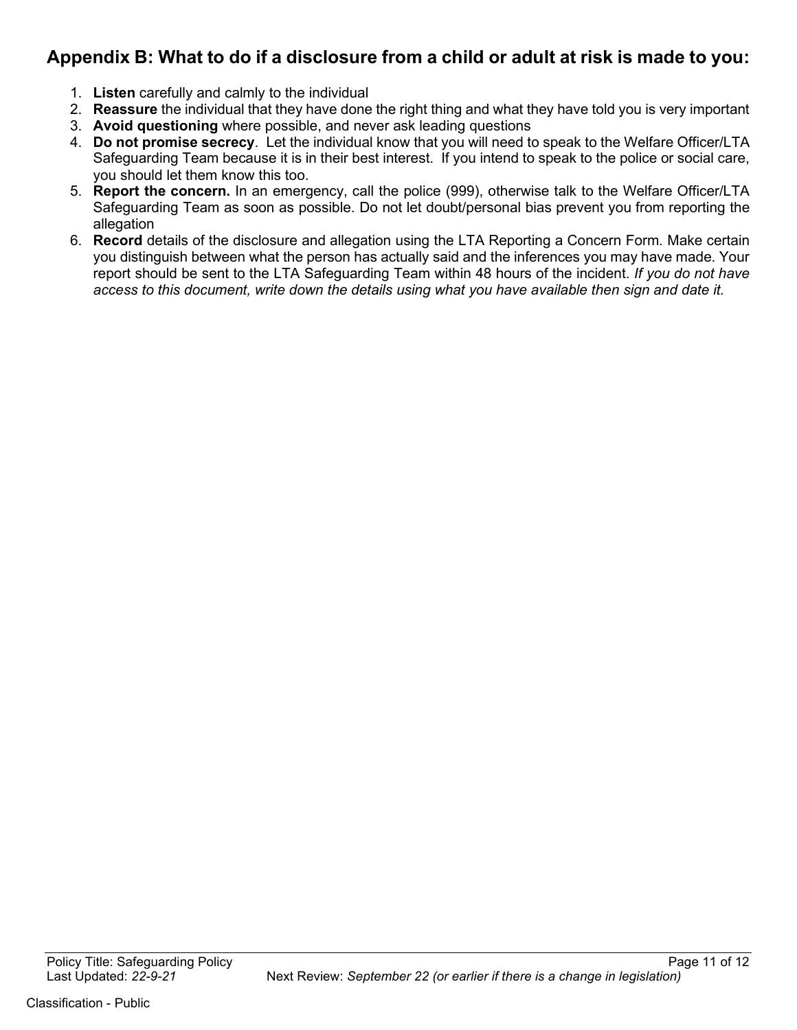## Appendix B: What to do if a disclosure from a child or adult at risk is made to you:

1. **Listen** carefully and calmly to the individual
2. **Reassure** the individual that they have done the right thing and what they have told you is very important
3. **Avoid questioning** where possible, and never ask leading questions
4. **Do not promise secrecy**. Let the individual know that you will need to speak to the Welfare Officer/LTA Safeguarding Team because it is in their best interest. If you intend to speak to the police or social care, you should let them know this too.
5. **Report the concern.** In an emergency, call the police (999), otherwise talk to the Welfare Officer/LTA Safeguarding Team as soon as possible. Do not let doubt/personal bias prevent you from reporting the allegation
6. **Record** details of the disclosure and allegation using the LTA Reporting a Concern Form. Make certain you distinguish between what the person has actually said and the inferences you may have made. Your report should be sent to the LTA Safeguarding Team within 48 hours of the incident. *If you do not have access to this document, write down the details using what you have available then sign and date it.*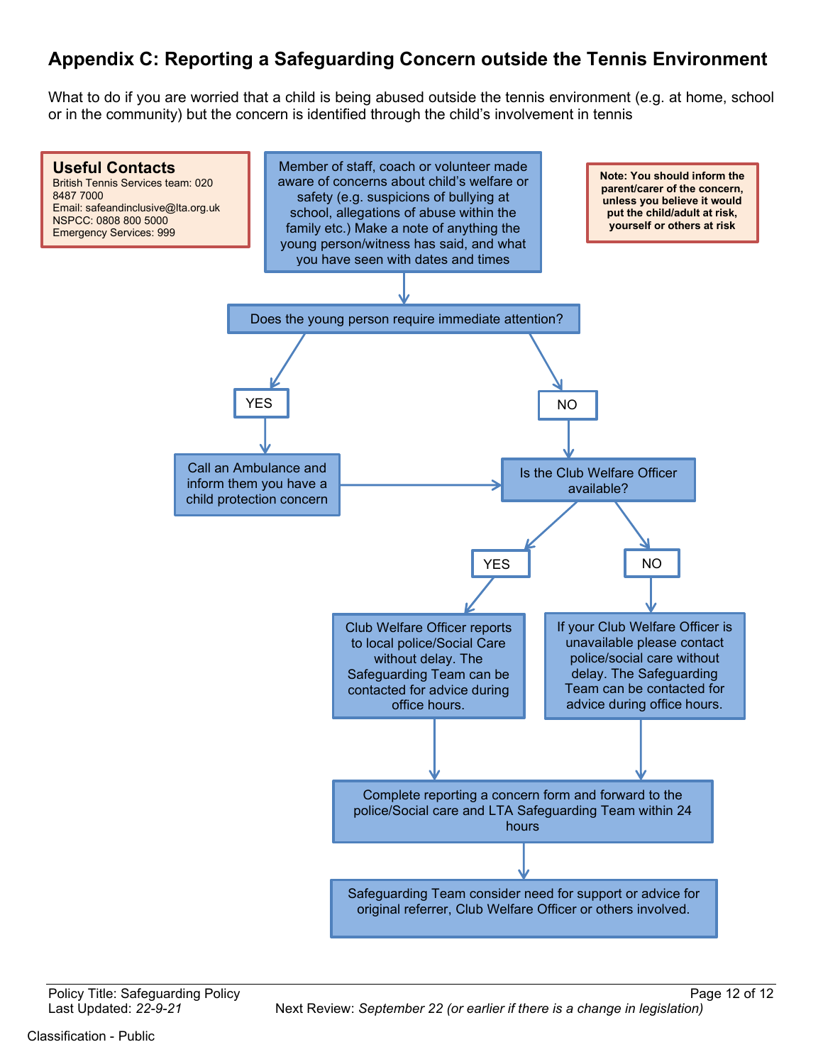## Appendix C: Reporting a Safeguarding Concern outside the Tennis Environment

What to do if you are worried that a child is being abused outside the tennis environment (e.g. at home, school or in the community) but the concern is identified through the child's involvement in tennis

**Useful Contacts**
British Tennis Services team: 020 8487 7000
Email: safeandinclusive@lta.org.uk
NSPCC: 0808 800 5000
Emergency Services: 999

**Note: You should inform the parent/carer of the concern, unless you believe it would put the child/adult at risk, yourself or others at risk**

Member of staff, coach or volunteer made aware of concerns about child's welfare or safety (e.g. suspicions of bullying at school, allegations of abuse within the family etc.) Make a note of anything the young person/witness has said, and what you have seen with dates and times

Does the young person require immediate attention?

YES

Call an Ambulance and inform them you have a child protection concern

NO

Is the Club Welfare Officer available?

YES

Club Welfare Officer reports to local police/Social Care without delay. The Safeguarding Team can be contacted for advice during office hours.

NO

If your Club Welfare Officer is unavailable please contact police/social care without delay. The Safeguarding Team can be contacted for advice during office hours.

Complete reporting a concern form and forward to the police/Social care and LTA Safeguarding Team within 24 hours

Safeguarding Team consider need for support or advice for original referrer, Club Welfare Officer or others involved.

Policy Title: Safeguarding Policy
Last Updated: *22-9-21*
Next Review: *September 22 (or earlier if there is a change in legislation)*

Classification - Public